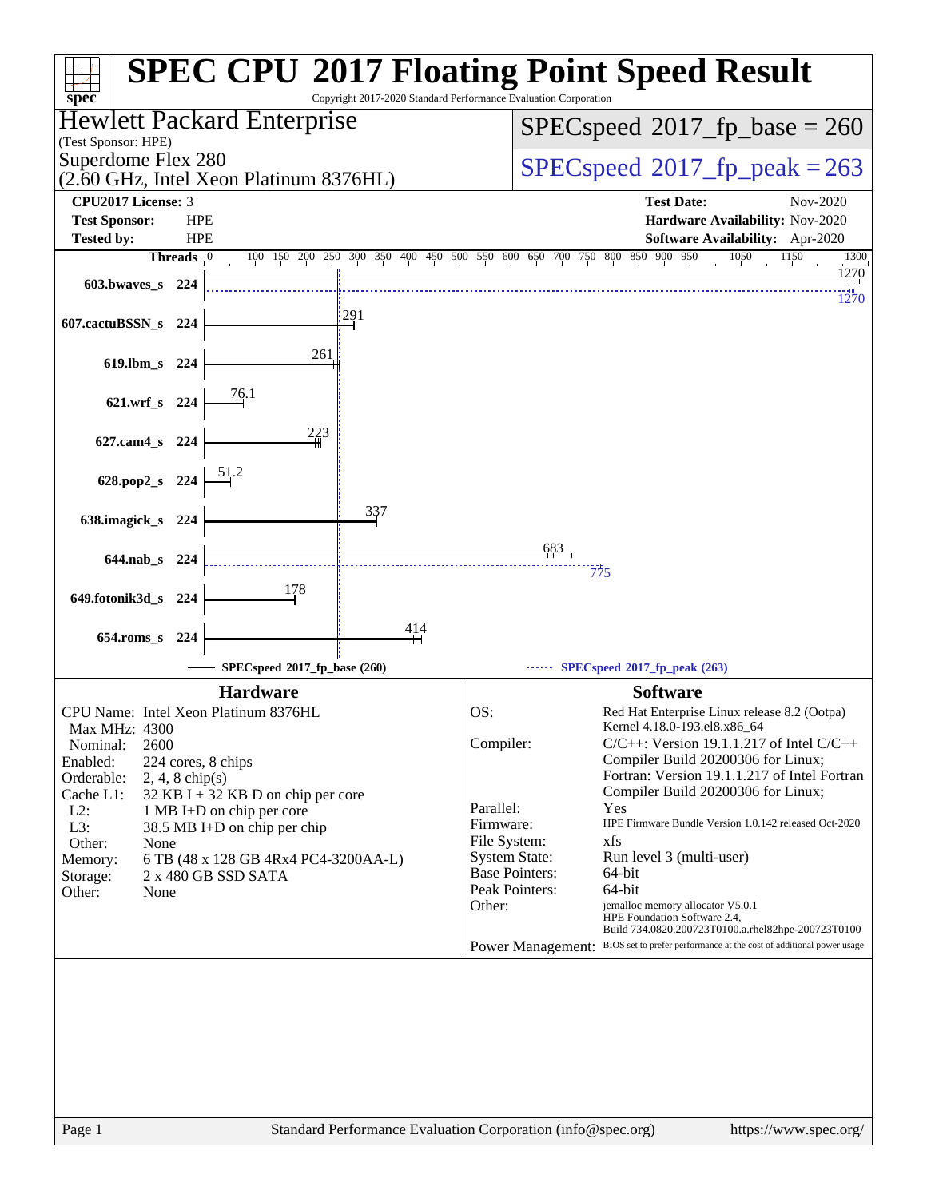# SPEC CPU 2017 Floating Point Speed Result

Copyright 2017-2020 Standard Performance Evaluation Corporation

**Hewlett Packard Enterprise**
(Test Sponsor: HPE)
Superdome Flex 280
(2.60 GHz, Intel Xeon Platinum 8376HL)

SPECspeed 2017_fp_base = 260
SPECspeed 2017_fp_peak = 263

| | | | |
|---|---|---|---|
| **CPU2017 License:** | 3 | **Test Date:** | Nov-2020 |
| **Test Sponsor:** | HPE | **Hardware Availability:** | Nov-2020 |
| **Tested by:** | HPE | **Software Availability:** | Apr-2020 |

| Benchmark | Threads | Base | Peak |
|---|---|---|---|
| 603.bwaves_s | 224 | 1270 | 1270 |
| 607.cactuBSSN_s | 224 | 291 | |
| 619.lbm_s | 224 | 261 | |
| 621.wrf_s | 224 | 76.1 | |
| 627.cam4_s | 224 | 223 | |
| 628.pop2_s | 224 | 51.2 | |
| 638.imagick_s | 224 | 337 | |
| 644.nab_s | 224 | 683 | 775 |
| 649.fotonik3d_s | 224 | 178 | |
| 654.roms_s | 224 | 414 | |

SPECspeed 2017_fp_base (260) — SPECspeed 2017_fp_peak (263)

## Hardware

| | |
|---|---|
| CPU Name: | Intel Xeon Platinum 8376HL |
| Max MHz: | 4300 |
| Nominal: | 2600 |
| Enabled: | 224 cores, 8 chips |
| Orderable: | 2, 4, 8 chip(s) |
| Cache L1: | 32 KB I + 32 KB D on chip per core |
| L2: | 1 MB I+D on chip per core |
| L3: | 38.5 MB I+D on chip per chip |
| Other: | None |
| Memory: | 6 TB (48 x 128 GB 4Rx4 PC4-3200AA-L) |
| Storage: | 2 x 480 GB SSD SATA |
| Other: | None |

## Software

| | |
|---|---|
| OS: | Red Hat Enterprise Linux release 8.2 (Ootpa) Kernel 4.18.0-193.el8.x86_64 |
| Compiler: | C/C++: Version 19.1.1.217 of Intel C/C++ Compiler Build 20200306 for Linux; Fortran: Version 19.1.1.217 of Intel Fortran Compiler Build 20200306 for Linux; |
| Parallel: | Yes |
| Firmware: | HPE Firmware Bundle Version 1.0.142 released Oct-2020 |
| File System: | xfs |
| System State: | Run level 3 (multi-user) |
| Base Pointers: | 64-bit |
| Peak Pointers: | 64-bit |
| Other: | jemalloc memory allocator V5.0.1 HPE Foundation Software 2.4, Build 734.0820.200723T0100.a.rhel82hpe-200723T0100 |
| Power Management: | BIOS set to prefer performance at the cost of additional power usage |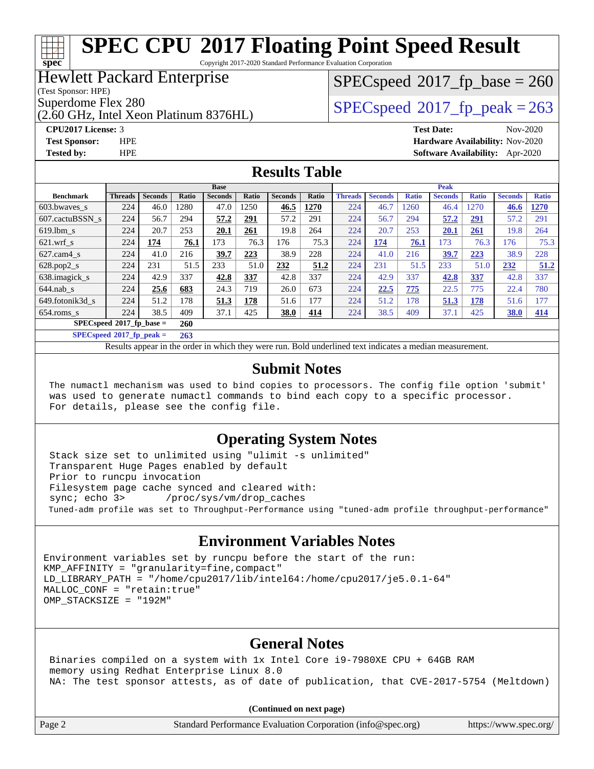# SPEC CPU 2017 Floating Point Speed Result

Copyright 2017-2020 Standard Performance Evaluation Corporation

**Hewlett Packard Enterprise**
(Test Sponsor: HPE)
Superdome Flex 280
(2.60 GHz, Intel Xeon Platinum 8376HL)

SPECspeed 2017_fp_base = 260

SPECspeed 2017_fp_peak = 263

**CPU2017 License:** 3
**Test Sponsor:** HPE
**Tested by:** HPE

**Test Date:** Nov-2020
**Hardware Availability:** Nov-2020
**Software Availability:** Apr-2020

## Results Table

| Benchmark | Base | | | | | | | Peak | | | | | | |
|---|---|---|---|---|---|---|---|---|---|---|---|---|---|---|
| | Threads | Seconds | Ratio | Seconds | Ratio | Seconds | Ratio | Threads | Seconds | Ratio | Seconds | Ratio | Seconds | Ratio |
| 603.bwaves_s | 224 | 46.0 | 1280 | 47.0 | 1250 | **46.5** | **1270** | 224 | 46.7 | 1260 | 46.4 | 1270 | **46.6** | **1270** |
| 607.cactuBSSN_s | 224 | 56.7 | 294 | **57.2** | **291** | 57.2 | 291 | 224 | 56.7 | 294 | **57.2** | **291** | 57.2 | 291 |
| 619.lbm_s | 224 | 20.7 | 253 | **20.1** | **261** | 19.8 | 264 | 224 | 20.7 | 253 | **20.1** | **261** | 19.8 | 264 |
| 621.wrf_s | 224 | **174** | **76.1** | 173 | 76.3 | 176 | 75.3 | 224 | **174** | **76.1** | 173 | 76.3 | 176 | 75.3 |
| 627.cam4_s | 224 | 41.0 | 216 | **39.7** | **223** | 38.9 | 228 | 224 | 41.0 | 216 | **39.7** | **223** | 38.9 | 228 |
| 628.pop2_s | 224 | 231 | 51.5 | 233 | 51.0 | **232** | **51.2** | 224 | 231 | 51.5 | 233 | 51.0 | **232** | **51.2** |
| 638.imagick_s | 224 | 42.9 | 337 | **42.8** | **337** | 42.8 | 337 | 224 | 42.9 | 337 | **42.8** | **337** | 42.8 | 337 |
| 644.nab_s | 224 | **25.6** | **683** | 24.3 | 719 | 26.0 | 673 | 224 | **22.5** | **775** | 22.5 | 775 | 22.4 | 780 |
| 649.fotonik3d_s | 224 | 51.2 | 178 | **51.3** | **178** | 51.6 | 177 | 224 | 51.2 | 178 | **51.3** | **178** | 51.6 | 177 |
| 654.roms_s | 224 | 38.5 | 409 | 37.1 | 425 | **38.0** | **414** | 224 | 38.5 | 409 | 37.1 | 425 | **38.0** | **414** |

**SPECspeed 2017_fp_base = 260**

**SPECspeed 2017_fp_peak = 263**

Results appear in the order in which they were run. Bold underlined text indicates a median measurement.

## Submit Notes

```
The numactl mechanism was used to bind copies to processors. The config file option 'submit'
was used to generate numactl commands to bind each copy to a specific processor.
For details, please see the config file.
```

## Operating System Notes

```
Stack size set to unlimited using "ulimit -s unlimited"
Transparent Huge Pages enabled by default
Prior to runcpu invocation
Filesystem page cache synced and cleared with:
sync; echo 3>       /proc/sys/vm/drop_caches
Tuned-adm profile was set to Throughput-Performance using "tuned-adm profile throughput-performance"
```

## Environment Variables Notes

```
Environment variables set by runcpu before the start of the run:
KMP_AFFINITY = "granularity=fine,compact"
LD_LIBRARY_PATH = "/home/cpu2017/lib/intel64:/home/cpu2017/je5.0.1-64"
MALLOC_CONF = "retain:true"
OMP_STACKSIZE = "192M"
```

## General Notes

```
Binaries compiled on a system with 1x Intel Core i9-7980XE CPU + 64GB RAM
memory using Redhat Enterprise Linux 8.0
NA: The test sponsor attests, as of date of publication, that CVE-2017-5754 (Meltdown)
```

(Continued on next page)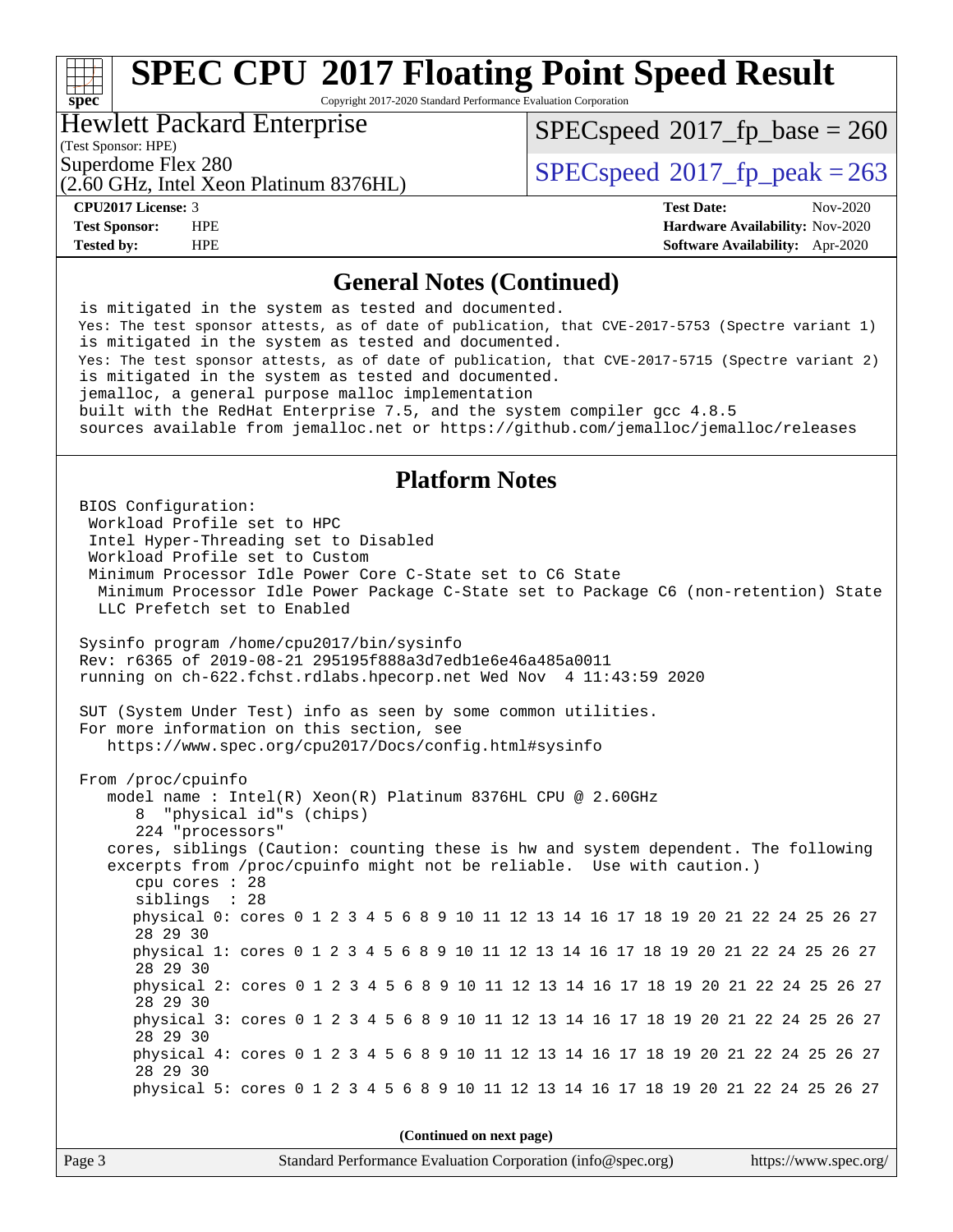# SPEC CPU 2017 Floating Point Speed Result

Copyright 2017-2020 Standard Performance Evaluation Corporation

**Hewlett Packard Enterprise**
(Test Sponsor: HPE)
Superdome Flex 280
(2.60 GHz, Intel Xeon Platinum 8376HL)

SPECspeed 2017_fp_base = 260
SPECspeed 2017_fp_peak = 263

**CPU2017 License:** 3
**Test Sponsor:** HPE
**Tested by:** HPE
**Test Date:** Nov-2020
**Hardware Availability:** Nov-2020
**Software Availability:** Apr-2020

## General Notes (Continued)

```
 is mitigated in the system as tested and documented.
 Yes: The test sponsor attests, as of date of publication, that CVE-2017-5753 (Spectre variant 1)
 is mitigated in the system as tested and documented.
 Yes: The test sponsor attests, as of date of publication, that CVE-2017-5715 (Spectre variant 2)
 is mitigated in the system as tested and documented.
 jemalloc, a general purpose malloc implementation
 built with the RedHat Enterprise 7.5, and the system compiler gcc 4.8.5
 sources available from jemalloc.net or https://github.com/jemalloc/jemalloc/releases
```

## Platform Notes

```
 BIOS Configuration:
  Workload Profile set to HPC
  Intel Hyper-Threading set to Disabled
  Workload Profile set to Custom
  Minimum Processor Idle Power Core C-State set to C6 State
   Minimum Processor Idle Power Package C-State set to Package C6 (non-retention) State
   LLC Prefetch set to Enabled

 Sysinfo program /home/cpu2017/bin/sysinfo
 Rev: r6365 of 2019-08-21 295195f888a3d7edb1e6e46a485a0011
 running on ch-622.fchst.rdlabs.hpecorp.net Wed Nov  4 11:43:59 2020

 SUT (System Under Test) info as seen by some common utilities.
 For more information on this section, see
    https://www.spec.org/cpu2017/Docs/config.html#sysinfo

 From /proc/cpuinfo
    model name : Intel(R) Xeon(R) Platinum 8376HL CPU @ 2.60GHz
       8  "physical id"s (chips)
       224 "processors"
    cores, siblings (Caution: counting these is hw and system dependent. The following
    excerpts from /proc/cpuinfo might not be reliable.  Use with caution.)
       cpu cores : 28
       siblings  : 28
       physical 0: cores 0 1 2 3 4 5 6 8 9 10 11 12 13 14 16 17 18 19 20 21 22 24 25 26 27
       28 29 30
       physical 1: cores 0 1 2 3 4 5 6 8 9 10 11 12 13 14 16 17 18 19 20 21 22 24 25 26 27
       28 29 30
       physical 2: cores 0 1 2 3 4 5 6 8 9 10 11 12 13 14 16 17 18 19 20 21 22 24 25 26 27
       28 29 30
       physical 3: cores 0 1 2 3 4 5 6 8 9 10 11 12 13 14 16 17 18 19 20 21 22 24 25 26 27
       28 29 30
       physical 4: cores 0 1 2 3 4 5 6 8 9 10 11 12 13 14 16 17 18 19 20 21 22 24 25 26 27
       28 29 30
       physical 5: cores 0 1 2 3 4 5 6 8 9 10 11 12 13 14 16 17 18 19 20 21 22 24 25 26 27
```

(Continued on next page)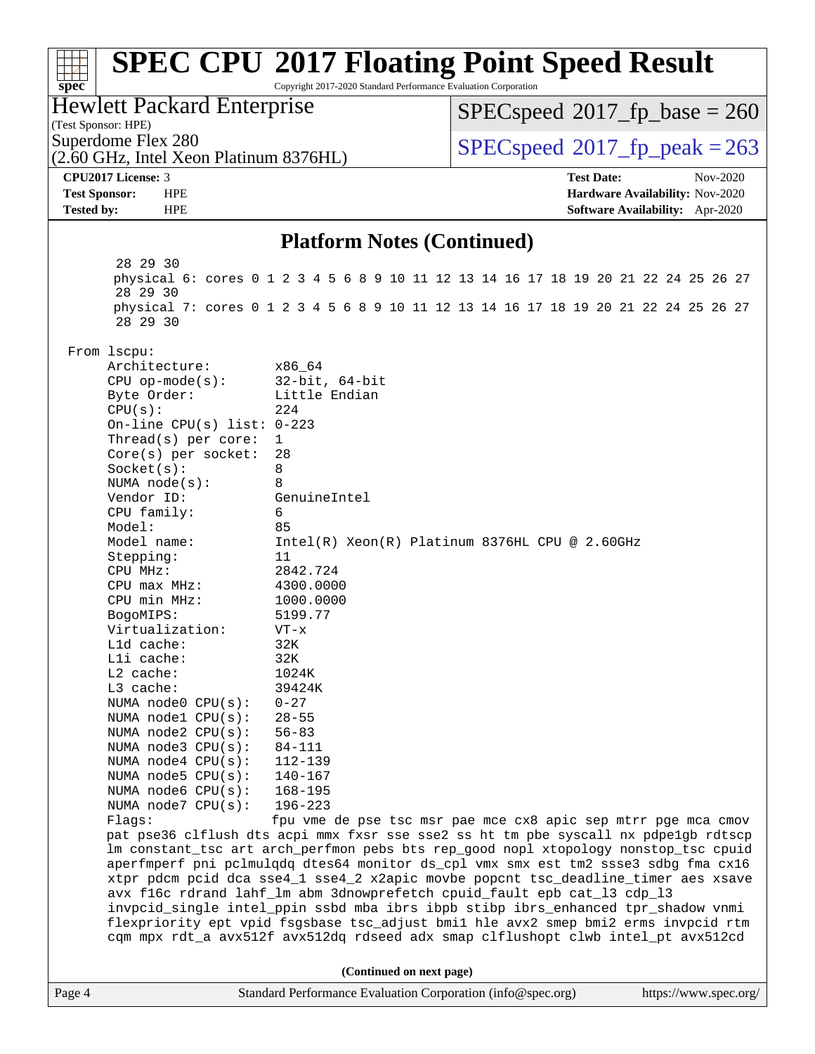## Platform Notes (Continued)

```
     28 29 30
     physical 6: cores 0 1 2 3 4 5 6 8 9 10 11 12 13 14 16 17 18 19 20 21 22 24 25 26 27
     28 29 30
     physical 7: cores 0 1 2 3 4 5 6 8 9 10 11 12 13 14 16 17 18 19 20 21 22 24 25 26 27
     28 29 30

From lscpu:
     Architecture:          x86_64
     CPU op-mode(s):        32-bit, 64-bit
     Byte Order:            Little Endian
     CPU(s):                224
     On-line CPU(s) list: 0-223
     Thread(s) per core:    1
     Core(s) per socket:    28
     Socket(s):             8
     NUMA node(s):          8
     Vendor ID:             GenuineIntel
     CPU family:            6
     Model:                 85
     Model name:            Intel(R) Xeon(R) Platinum 8376HL CPU @ 2.60GHz
     Stepping:              11
     CPU MHz:               2842.724
     CPU max MHz:           4300.0000
     CPU min MHz:           1000.0000
     BogoMIPS:              5199.77
     Virtualization:        VT-x
     L1d cache:             32K
     L1i cache:             32K
     L2 cache:              1024K
     L3 cache:              39424K
     NUMA node0 CPU(s):     0-27
     NUMA node1 CPU(s):     28-55
     NUMA node2 CPU(s):     56-83
     NUMA node3 CPU(s):     84-111
     NUMA node4 CPU(s):     112-139
     NUMA node5 CPU(s):     140-167
     NUMA node6 CPU(s):     168-195
     NUMA node7 CPU(s):     196-223
     Flags:                 fpu vme de pse tsc msr pae mce cx8 apic sep mtrr pge mca cmov
     pat pse36 clflush dts acpi mmx fxsr sse sse2 ss ht tm pbe syscall nx pdpe1gb rdtscp
     lm constant_tsc art arch_perfmon pebs bts rep_good nopl xtopology nonstop_tsc cpuid
     aperfmperf pni pclmulqdq dtes64 monitor ds_cpl vmx smx est tm2 ssse3 sdbg fma cx16
     xtpr pdcm pcid dca sse4_1 sse4_2 x2apic movbe popcnt tsc_deadline_timer aes xsave
     avx f16c rdrand lahf_lm abm 3dnowprefetch cpuid_fault epb cat_l3 cdp_l3
     invpcid_single intel_ppin ssbd mba ibrs ibpb stibp ibrs_enhanced tpr_shadow vnmi
     flexpriority ept vpid fsgsbase tsc_adjust bmi1 hle avx2 smep bmi2 erms invpcid rtm
     cqm mpx rdt_a avx512f avx512dq rdseed adx smap clflushopt clwb intel_pt avx512cd
```

(Continued on next page)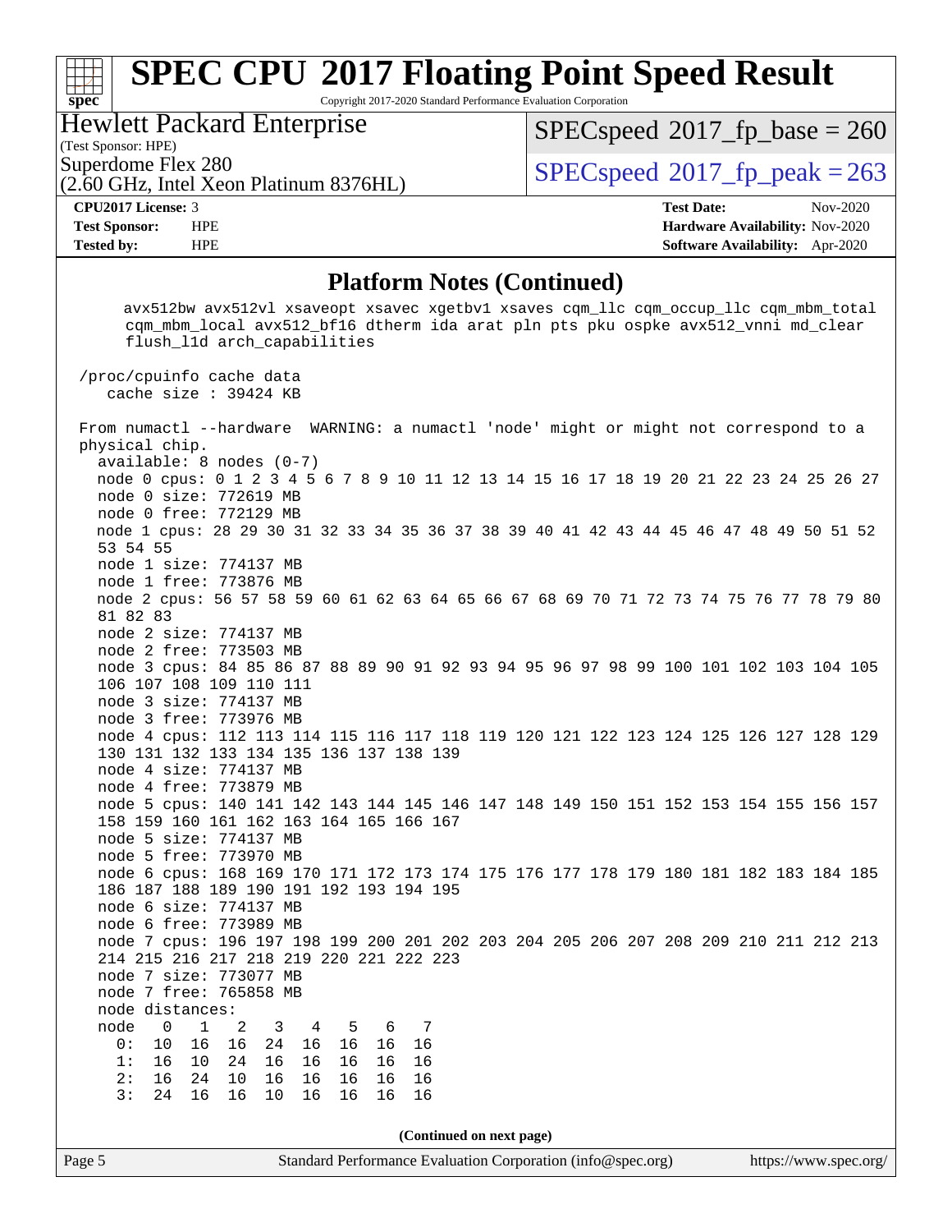# SPEC CPU 2017 Floating Point Speed Result

Copyright 2017-2020 Standard Performance Evaluation Corporation

**Hewlett Packard Enterprise**
(Test Sponsor: HPE)
Superdome Flex 280
(2.60 GHz, Intel Xeon Platinum 8376HL)

SPECspeed 2017_fp_base = 260
SPECspeed 2017_fp_peak = 263

**CPU2017 License:** 3
**Test Sponsor:** HPE
**Tested by:** HPE

**Test Date:** Nov-2020
**Hardware Availability:** Nov-2020
**Software Availability:** Apr-2020

## Platform Notes (Continued)

```
      avx512bw avx512vl xsaveopt xsavec xgetbv1 xsaves cqm_llc cqm_occup_llc cqm_mbm_total
      cqm_mbm_local avx512_bf16 dtherm ida arat pln pts pku ospke avx512_vnni md_clear
      flush_l1d arch_capabilities

 /proc/cpuinfo cache data
    cache size : 39424 KB

 From numactl --hardware  WARNING: a numactl 'node' might or might not correspond to a
 physical chip.
   available: 8 nodes (0-7)
   node 0 cpus: 0 1 2 3 4 5 6 7 8 9 10 11 12 13 14 15 16 17 18 19 20 21 22 23 24 25 26 27
   node 0 size: 772619 MB
   node 0 free: 772129 MB
   node 1 cpus: 28 29 30 31 32 33 34 35 36 37 38 39 40 41 42 43 44 45 46 47 48 49 50 51 52
   53 54 55
   node 1 size: 774137 MB
   node 1 free: 773876 MB
   node 2 cpus: 56 57 58 59 60 61 62 63 64 65 66 67 68 69 70 71 72 73 74 75 76 77 78 79 80
   81 82 83
   node 2 size: 774137 MB
   node 2 free: 773503 MB
   node 3 cpus: 84 85 86 87 88 89 90 91 92 93 94 95 96 97 98 99 100 101 102 103 104 105
   106 107 108 109 110 111
   node 3 size: 774137 MB
   node 3 free: 773976 MB
   node 4 cpus: 112 113 114 115 116 117 118 119 120 121 122 123 124 125 126 127 128 129
   130 131 132 133 134 135 136 137 138 139
   node 4 size: 774137 MB
   node 4 free: 773879 MB
   node 5 cpus: 140 141 142 143 144 145 146 147 148 149 150 151 152 153 154 155 156 157
   158 159 160 161 162 163 164 165 166 167
   node 5 size: 774137 MB
   node 5 free: 773970 MB
   node 6 cpus: 168 169 170 171 172 173 174 175 176 177 178 179 180 181 182 183 184 185
   186 187 188 189 190 191 192 193 194 195
   node 6 size: 774137 MB
   node 6 free: 773989 MB
   node 7 cpus: 196 197 198 199 200 201 202 203 204 205 206 207 208 209 210 211 212 213
   214 215 216 217 218 219 220 221 222 223
   node 7 size: 773077 MB
   node 7 free: 765858 MB
   node distances:
   node   0   1   2   3   4   5   6   7
     0:  10  16  16  24  16  16  16  16
     1:  16  10  24  16  16  16  16  16
     2:  16  24  10  16  16  16  16  16
     3:  24  16  16  10  16  16  16  16
```

(Continued on next page)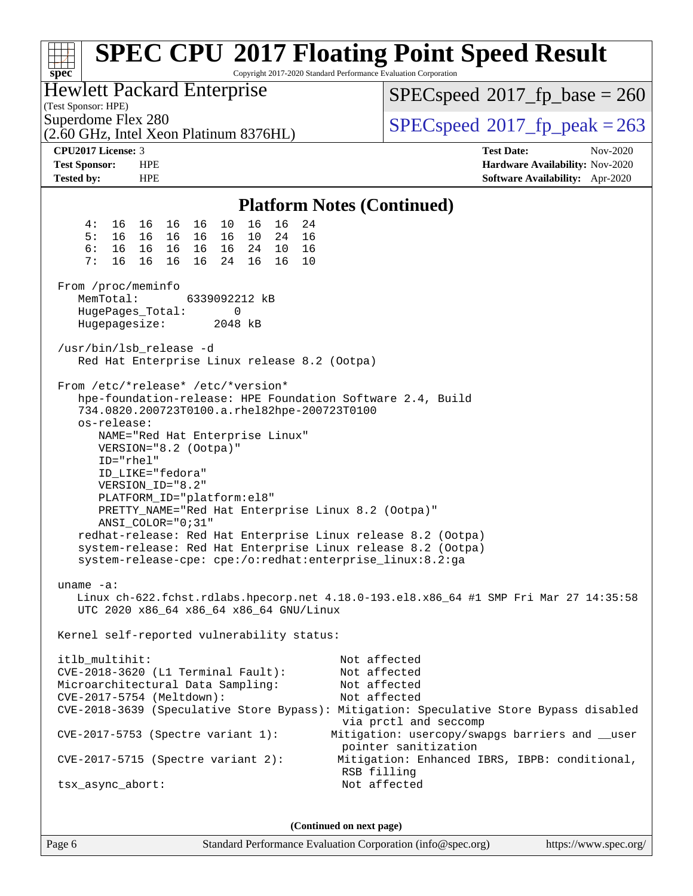## Platform Notes (Continued)

```
     4:  16  16  16  16  10  16  16  24
     5:  16  16  16  16  16  10  24  16
     6:  16  16  16  16  16  24  10  16
     7:  16  16  16  16  24  16  16  10

 From /proc/meminfo
    MemTotal:       6339092212 kB
    HugePages_Total:       0
    Hugepagesize:       2048 kB

 /usr/bin/lsb_release -d
    Red Hat Enterprise Linux release 8.2 (Ootpa)

 From /etc/*release* /etc/*version*
    hpe-foundation-release: HPE Foundation Software 2.4, Build
    734.0820.200723T0100.a.rhel82hpe-200723T0100
    os-release:
       NAME="Red Hat Enterprise Linux"
       VERSION="8.2 (Ootpa)"
       ID="rhel"
       ID_LIKE="fedora"
       VERSION_ID="8.2"
       PLATFORM_ID="platform:el8"
       PRETTY_NAME="Red Hat Enterprise Linux 8.2 (Ootpa)"
       ANSI_COLOR="0;31"
    redhat-release: Red Hat Enterprise Linux release 8.2 (Ootpa)
    system-release: Red Hat Enterprise Linux release 8.2 (Ootpa)
    system-release-cpe: cpe:/o:redhat:enterprise_linux:8.2:ga

 uname -a:
    Linux ch-622.fchst.rdlabs.hpecorp.net 4.18.0-193.el8.x86_64 #1 SMP Fri Mar 27 14:35:58
    UTC 2020 x86_64 x86_64 x86_64 GNU/Linux

 Kernel self-reported vulnerability status:

 itlb_multihit:                                         Not affected
 CVE-2018-3620 (L1 Terminal Fault):                     Not affected
 Microarchitectural Data Sampling:                      Not affected
 CVE-2017-5754 (Meltdown):                              Not affected
 CVE-2018-3639 (Speculative Store Bypass): Mitigation: Speculative Store Bypass disabled
                                                         via prctl and seccomp
 CVE-2017-5753 (Spectre variant 1):                   Mitigation: usercopy/swapgs barriers and __user
                                                         pointer sanitization
 CVE-2017-5715 (Spectre variant 2):                    Mitigation: Enhanced IBRS, IBPB: conditional,
                                                         RSB filling
 tsx_async_abort:                                        Not affected
```

**(Continued on next page)**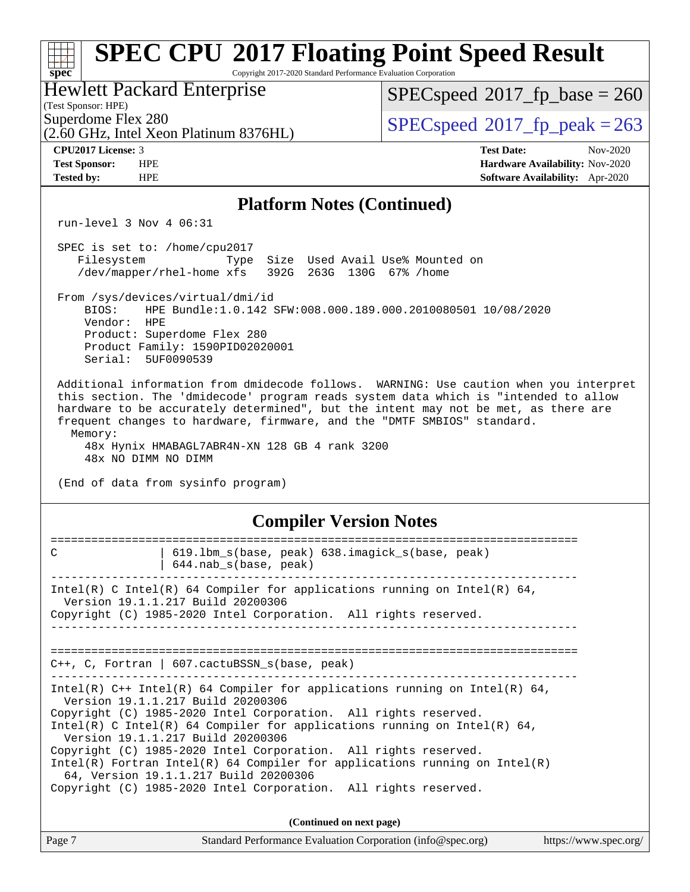# SPEC CPU 2017 Floating Point Speed Result

Copyright 2017-2020 Standard Performance Evaluation Corporation

**Hewlett Packard Enterprise**
(Test Sponsor: HPE)
Superdome Flex 280
(2.60 GHz, Intel Xeon Platinum 8376HL)

SPECspeed 2017_fp_base = 260
SPECspeed 2017_fp_peak = 263

**CPU2017 License:** 3
**Test Sponsor:** HPE
**Tested by:** HPE

**Test Date:** Nov-2020
**Hardware Availability:** Nov-2020
**Software Availability:** Apr-2020

## Platform Notes (Continued)

```
run-level 3 Nov 4 06:31

SPEC is set to: /home/cpu2017
   Filesystem            Type  Size  Used Avail Use% Mounted on
   /dev/mapper/rhel-home xfs   392G  263G  130G  67% /home

From /sys/devices/virtual/dmi/id
    BIOS:    HPE Bundle:1.0.142 SFW:008.000.189.000.2010080501 10/08/2020
    Vendor:  HPE
    Product: Superdome Flex 280
    Product Family: 1590PID02020001
    Serial:  5UF0090539

Additional information from dmidecode follows.  WARNING: Use caution when you interpret
this section. The 'dmidecode' program reads system data which is "intended to allow
hardware to be accurately determined", but the intent may not be met, as there are
frequent changes to hardware, firmware, and the "DMTF SMBIOS" standard.
  Memory:
    48x Hynix HMABAGL7ABR4N-XN 128 GB 4 rank 3200
    48x NO DIMM NO DIMM

(End of data from sysinfo program)
```

## Compiler Version Notes

```
==============================================================================
C               | 619.lbm_s(base, peak) 638.imagick_s(base, peak)
                | 644.nab_s(base, peak)
------------------------------------------------------------------------------
Intel(R) C Intel(R) 64 Compiler for applications running on Intel(R) 64,
  Version 19.1.1.217 Build 20200306
Copyright (C) 1985-2020 Intel Corporation.  All rights reserved.
------------------------------------------------------------------------------

==============================================================================
C++, C, Fortran | 607.cactuBSSN_s(base, peak)
------------------------------------------------------------------------------
Intel(R) C++ Intel(R) 64 Compiler for applications running on Intel(R) 64,
  Version 19.1.1.217 Build 20200306
Copyright (C) 1985-2020 Intel Corporation.  All rights reserved.
Intel(R) C Intel(R) 64 Compiler for applications running on Intel(R) 64,
  Version 19.1.1.217 Build 20200306
Copyright (C) 1985-2020 Intel Corporation.  All rights reserved.
Intel(R) Fortran Intel(R) 64 Compiler for applications running on Intel(R)
  64, Version 19.1.1.217 Build 20200306
Copyright (C) 1985-2020 Intel Corporation.  All rights reserved.
```

**(Continued on next page)**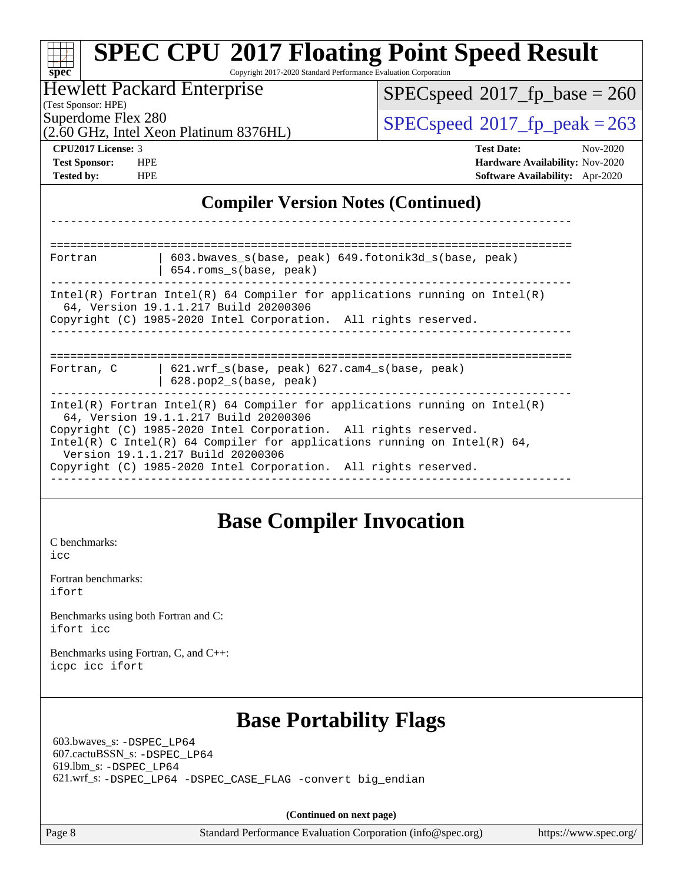## Compiler Version Notes (Continued)

```
------------------------------------------------------------------------------

==============================================================================
Fortran         | 603.bwaves_s(base, peak) 649.fotonik3d_s(base, peak)
                | 654.roms_s(base, peak)
------------------------------------------------------------------------------
Intel(R) Fortran Intel(R) 64 Compiler for applications running on Intel(R)
  64, Version 19.1.1.217 Build 20200306
Copyright (C) 1985-2020 Intel Corporation.  All rights reserved.
------------------------------------------------------------------------------

==============================================================================
Fortran, C      | 621.wrf_s(base, peak) 627.cam4_s(base, peak)
                | 628.pop2_s(base, peak)
------------------------------------------------------------------------------
Intel(R) Fortran Intel(R) 64 Compiler for applications running on Intel(R)
  64, Version 19.1.1.217 Build 20200306
Copyright (C) 1985-2020 Intel Corporation.  All rights reserved.
Intel(R) C Intel(R) 64 Compiler for applications running on Intel(R) 64,
  Version 19.1.1.217 Build 20200306
Copyright (C) 1985-2020 Intel Corporation.  All rights reserved.
------------------------------------------------------------------------------
```

## Base Compiler Invocation

C benchmarks:
icc

Fortran benchmarks:
ifort

Benchmarks using both Fortran and C:
ifort icc

Benchmarks using Fortran, C, and C++:
icpc icc ifort

## Base Portability Flags

603.bwaves_s: -DSPEC_LP64
607.cactuBSSN_s: -DSPEC_LP64
619.lbm_s: -DSPEC_LP64
621.wrf_s: -DSPEC_LP64 -DSPEC_CASE_FLAG -convert big_endian

**(Continued on next page)**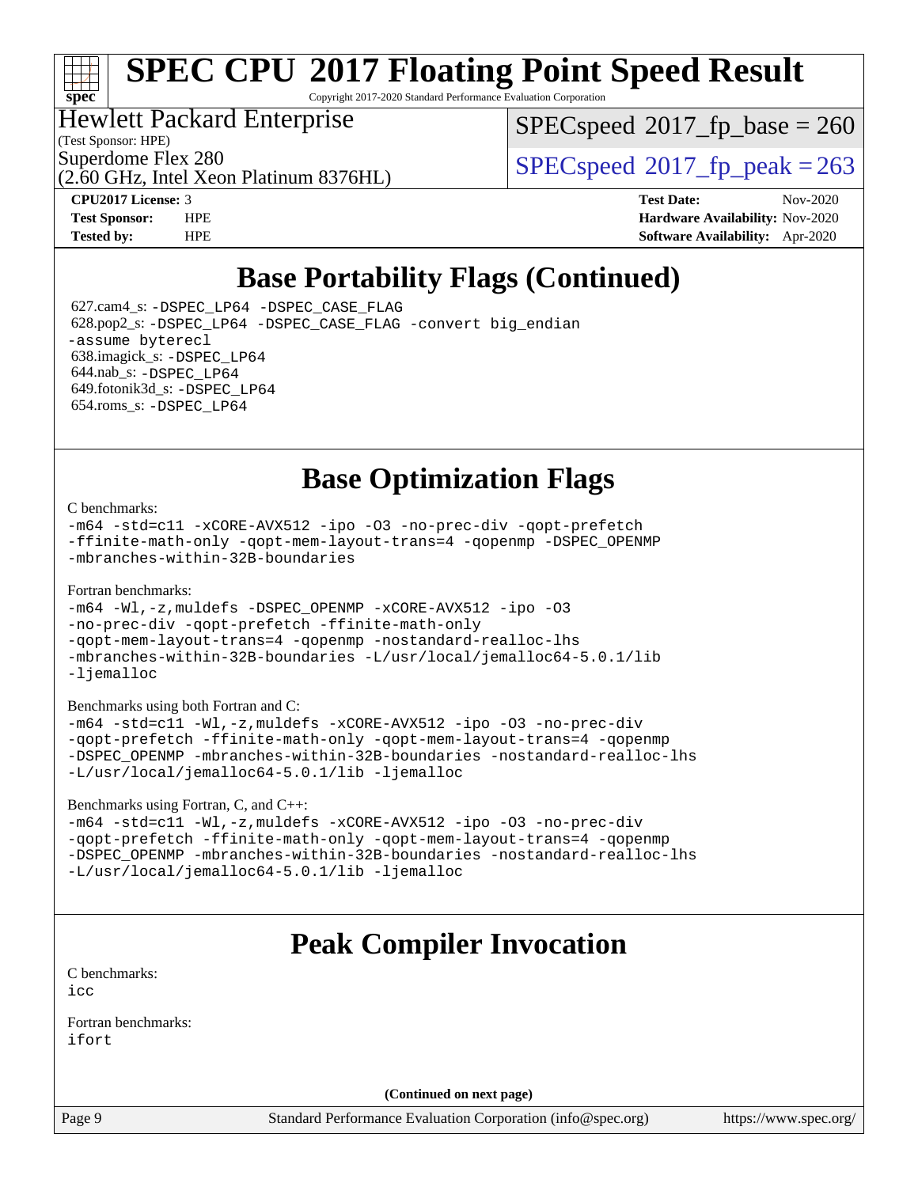# Base Portability Flags (Continued)

627.cam4_s: `-DSPEC_LP64 -DSPEC_CASE_FLAG`
628.pop2_s: `-DSPEC_LP64 -DSPEC_CASE_FLAG -convert big_endian -assume byterecl`
638.imagick_s: `-DSPEC_LP64`
644.nab_s: `-DSPEC_LP64`
649.fotonik3d_s: `-DSPEC_LP64`
654.roms_s: `-DSPEC_LP64`

# Base Optimization Flags

C benchmarks:

```
-m64 -std=c11 -xCORE-AVX512 -ipo -O3 -no-prec-div -qopt-prefetch
-ffinite-math-only -qopt-mem-layout-trans=4 -qopenmp -DSPEC_OPENMP
-mbranches-within-32B-boundaries
```

Fortran benchmarks:

```
-m64 -Wl,-z,muldefs -DSPEC_OPENMP -xCORE-AVX512 -ipo -O3
-no-prec-div -qopt-prefetch -ffinite-math-only
-qopt-mem-layout-trans=4 -qopenmp -nostandard-realloc-lhs
-mbranches-within-32B-boundaries -L/usr/local/jemalloc64-5.0.1/lib
-ljemalloc
```

Benchmarks using both Fortran and C:

```
-m64 -std=c11 -Wl,-z,muldefs -xCORE-AVX512 -ipo -O3 -no-prec-div
-qopt-prefetch -ffinite-math-only -qopt-mem-layout-trans=4 -qopenmp
-DSPEC_OPENMP -mbranches-within-32B-boundaries -nostandard-realloc-lhs
-L/usr/local/jemalloc64-5.0.1/lib -ljemalloc
```

Benchmarks using Fortran, C, and C++:

```
-m64 -std=c11 -Wl,-z,muldefs -xCORE-AVX512 -ipo -O3 -no-prec-div
-qopt-prefetch -ffinite-math-only -qopt-mem-layout-trans=4 -qopenmp
-DSPEC_OPENMP -mbranches-within-32B-boundaries -nostandard-realloc-lhs
-L/usr/local/jemalloc64-5.0.1/lib -ljemalloc
```

# Peak Compiler Invocation

C benchmarks:
`icc`

Fortran benchmarks:
`ifort`

**(Continued on next page)**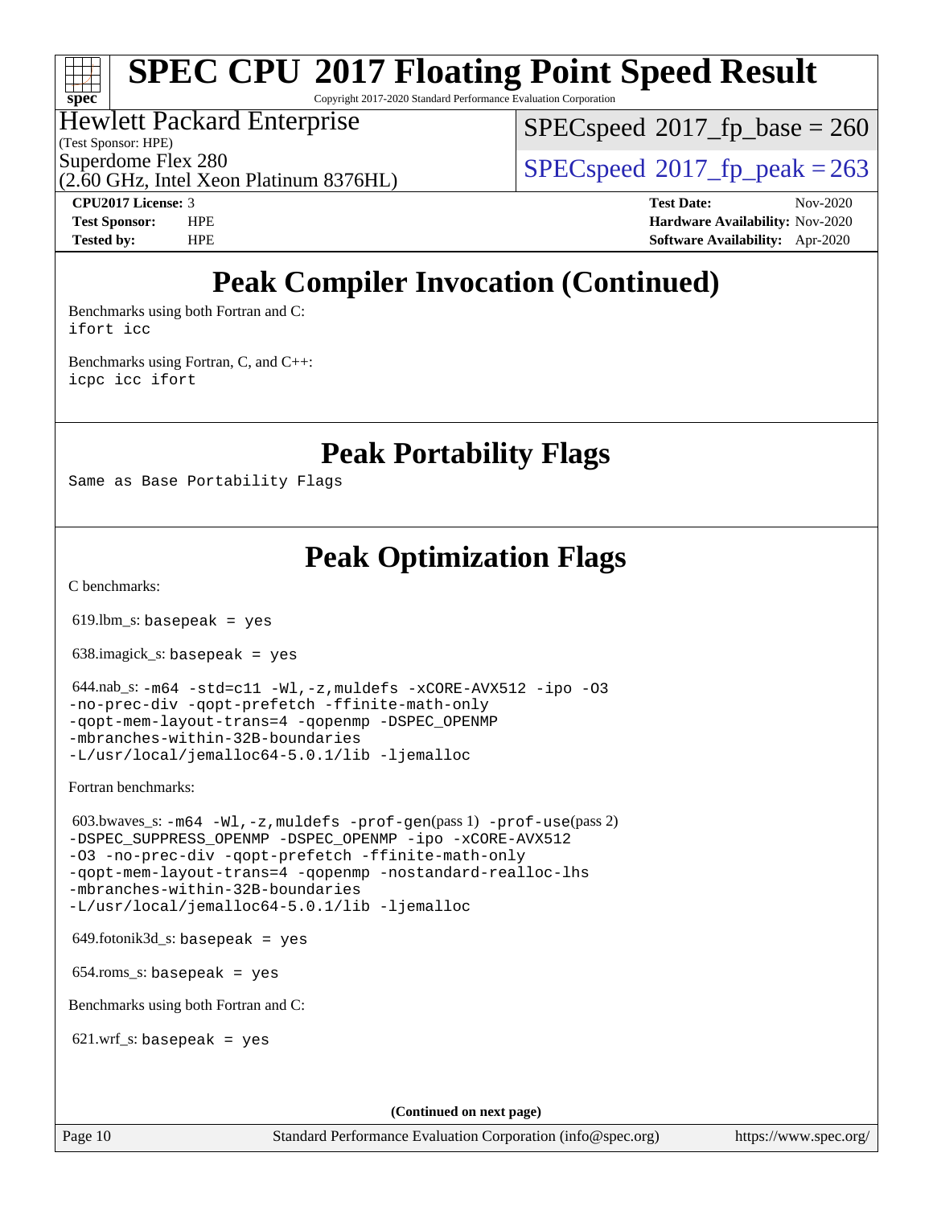# SPEC CPU 2017 Floating Point Speed Result

Copyright 2017-2020 Standard Performance Evaluation Corporation

Hewlett Packard Enterprise
(Test Sponsor: HPE)
Superdome Flex 280
(2.60 GHz, Intel Xeon Platinum 8376HL)

SPECspeed 2017_fp_base = 260
SPECspeed 2017_fp_peak = 263

**CPU2017 License:** 3
**Test Sponsor:** HPE
**Tested by:** HPE

**Test Date:** Nov-2020
**Hardware Availability:** Nov-2020
**Software Availability:** Apr-2020

## Peak Compiler Invocation (Continued)

Benchmarks using both Fortran and C:
`ifort icc`

Benchmarks using Fortran, C, and C++:
`icpc icc ifort`

## Peak Portability Flags

Same as Base Portability Flags

## Peak Optimization Flags

C benchmarks:

619.lbm_s: `basepeak = yes`

638.imagick_s: `basepeak = yes`

644.nab_s: `-m64 -std=c11 -Wl,-z,muldefs -xCORE-AVX512 -ipo -O3 -no-prec-div -qopt-prefetch -ffinite-math-only -qopt-mem-layout-trans=4 -qopenmp -DSPEC_OPENMP -mbranches-within-32B-boundaries -L/usr/local/jemalloc64-5.0.1/lib -ljemalloc`

Fortran benchmarks:

603.bwaves_s: `-m64 -Wl,-z,muldefs -prof-gen`(pass 1) `-prof-use`(pass 2) `-DSPEC_SUPPRESS_OPENMP -DSPEC_OPENMP -ipo -xCORE-AVX512 -O3 -no-prec-div -qopt-prefetch -ffinite-math-only -qopt-mem-layout-trans=4 -qopenmp -nostandard-realloc-lhs -mbranches-within-32B-boundaries -L/usr/local/jemalloc64-5.0.1/lib -ljemalloc`

649.fotonik3d_s: `basepeak = yes`

654.roms_s: `basepeak = yes`

Benchmarks using both Fortran and C:

621.wrf_s: `basepeak = yes`

**(Continued on next page)**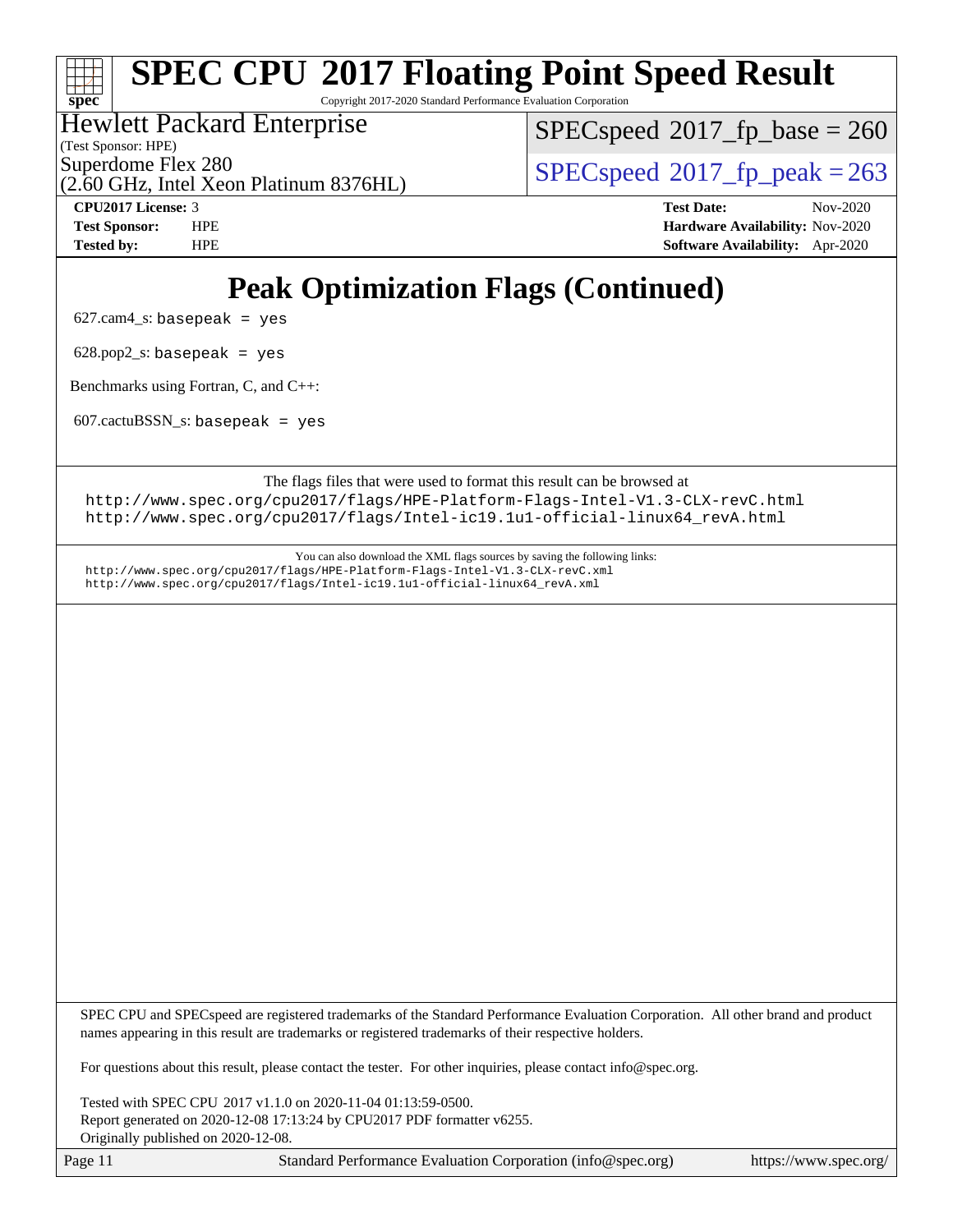# Peak Optimization Flags (Continued)

627.cam4_s: basepeak = yes

628.pop2_s: basepeak = yes

Benchmarks using Fortran, C, and C++:

607.cactuBSSN_s: basepeak = yes

The flags files that were used to format this result can be browsed at

http://www.spec.org/cpu2017/flags/HPE-Platform-Flags-Intel-V1.3-CLX-revC.html
http://www.spec.org/cpu2017/flags/Intel-ic19.1u1-official-linux64_revA.html

You can also download the XML flags sources by saving the following links:

http://www.spec.org/cpu2017/flags/HPE-Platform-Flags-Intel-V1.3-CLX-revC.xml
http://www.spec.org/cpu2017/flags/Intel-ic19.1u1-official-linux64_revA.xml

SPEC CPU and SPECspeed are registered trademarks of the Standard Performance Evaluation Corporation. All other brand and product names appearing in this result are trademarks or registered trademarks of their respective holders.

For questions about this result, please contact the tester. For other inquiries, please contact info@spec.org.

Tested with SPEC CPU 2017 v1.1.0 on 2020-11-04 01:13:59-0500.
Report generated on 2020-12-08 17:13:24 by CPU2017 PDF formatter v6255.
Originally published on 2020-12-08.